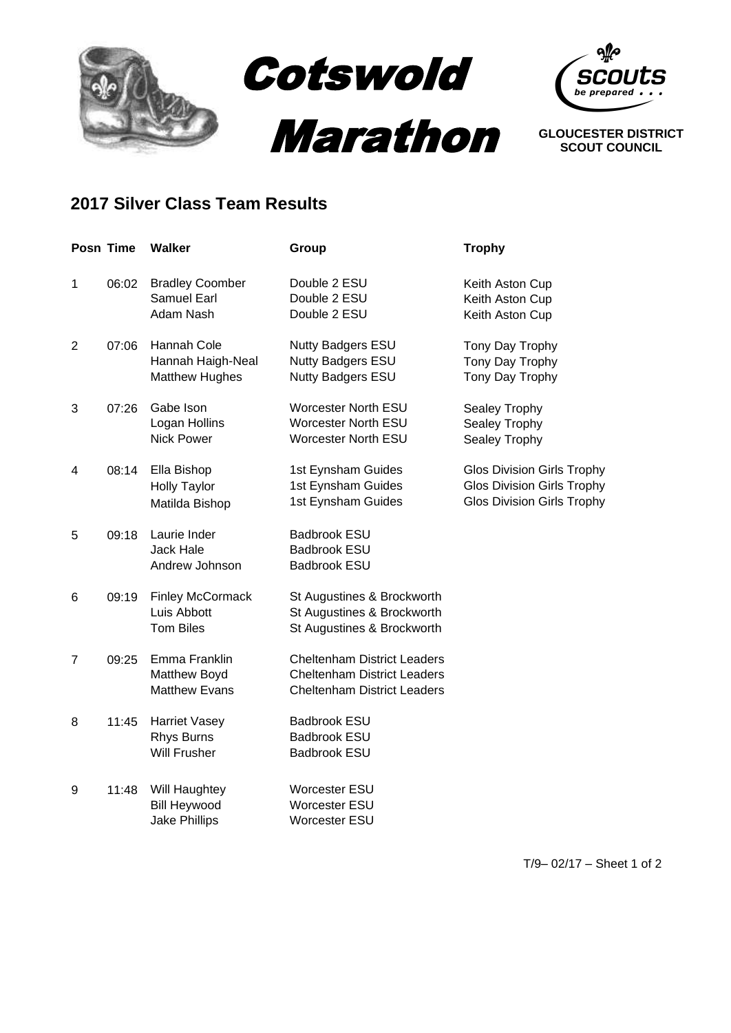# Cotswold Marathon

**GLOUCESTER DISTRICT SCOUT COUNCIL**

## 2017 Silver Class Team Results

| Posn | Time | Walker | Group | Trophy |
|---|---|---|---|---|
| 1 | 06:02 | Bradley Coomber | Double 2 ESU | Keith Aston Cup |
| | | Samuel Earl | Double 2 ESU | Keith Aston Cup |
| | | Adam Nash | Double 2 ESU | Keith Aston Cup |
| 2 | 07:06 | Hannah Cole | Nutty Badgers ESU | Tony Day Trophy |
| | | Hannah Haigh-Neal | Nutty Badgers ESU | Tony Day Trophy |
| | | Matthew Hughes | Nutty Badgers ESU | Tony Day Trophy |
| 3 | 07:26 | Gabe Ison | Worcester North ESU | Sealey Trophy |
| | | Logan Hollins | Worcester North ESU | Sealey Trophy |
| | | Nick Power | Worcester North ESU | Sealey Trophy |
| 4 | 08:14 | Ella Bishop | 1st Eynsham Guides | Glos Division Girls Trophy |
| | | Holly Taylor | 1st Eynsham Guides | Glos Division Girls Trophy |
| | | Matilda Bishop | 1st Eynsham Guides | Glos Division Girls Trophy |
| 5 | 09:18 | Laurie Inder | Badbrook ESU | |
| | | Jack Hale | Badbrook ESU | |
| | | Andrew Johnson | Badbrook ESU | |
| 6 | 09:19 | Finley McCormack | St Augustines & Brockworth | |
| | | Luis Abbott | St Augustines & Brockworth | |
| | | Tom Biles | St Augustines & Brockworth | |
| 7 | 09:25 | Emma Franklin | Cheltenham District Leaders | |
| | | Matthew Boyd | Cheltenham District Leaders | |
| | | Matthew Evans | Cheltenham District Leaders | |
| 8 | 11:45 | Harriet Vasey | Badbrook ESU | |
| | | Rhys Burns | Badbrook ESU | |
| | | Will Frusher | Badbrook ESU | |
| 9 | 11:48 | Will Haughtey | Worcester ESU | |
| | | Bill Heywood | Worcester ESU | |
| | | Jake Phillips | Worcester ESU | |

T/9– 02/17 – Sheet 1 of 2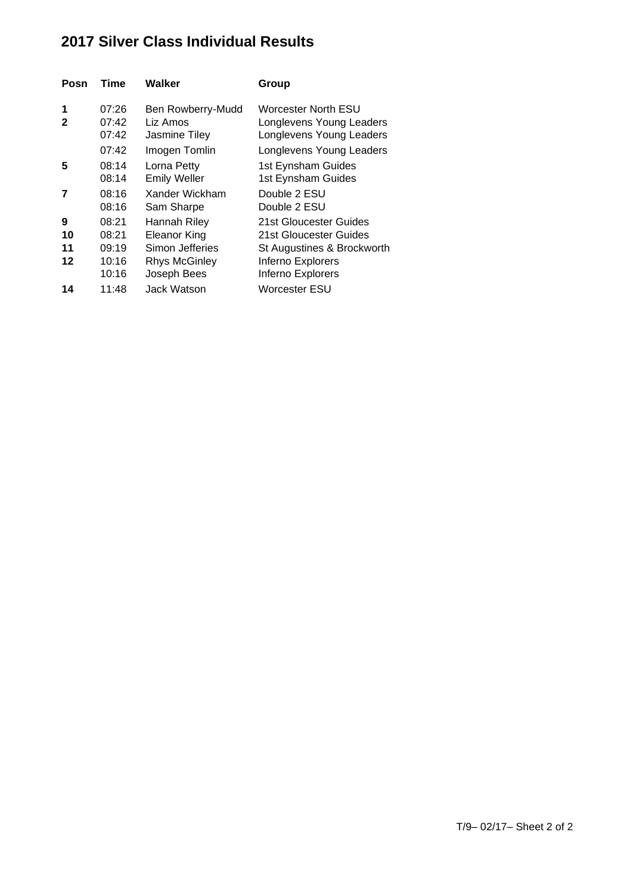# 2017 Silver Class Individual Results

| Posn | Time | Walker | Group |
|---|---|---|---|
| **1** | 07:26 | Ben Rowberry-Mudd | Worcester North ESU |
| **2** | 07:42 | Liz Amos | Longlevens Young Leaders |
| | 07:42 | Jasmine Tiley | Longlevens Young Leaders |
| | 07:42 | Imogen Tomlin | Longlevens Young Leaders |
| **5** | 08:14 | Lorna Petty | 1st Eynsham Guides |
| | 08:14 | Emily Weller | 1st Eynsham Guides |
| **7** | 08:16 | Xander Wickham | Double 2 ESU |
| | 08:16 | Sam Sharpe | Double 2 ESU |
| **9** | 08:21 | Hannah Riley | 21st Gloucester Guides |
| **10** | 08:21 | Eleanor King | 21st Gloucester Guides |
| **11** | 09:19 | Simon Jefferies | St Augustines & Brockworth |
| **12** | 10:16 | Rhys McGinley | Inferno Explorers |
| | 10:16 | Joseph Bees | Inferno Explorers |
| **14** | 11:48 | Jack Watson | Worcester ESU |

T/9– 02/17– Sheet 2 of 2